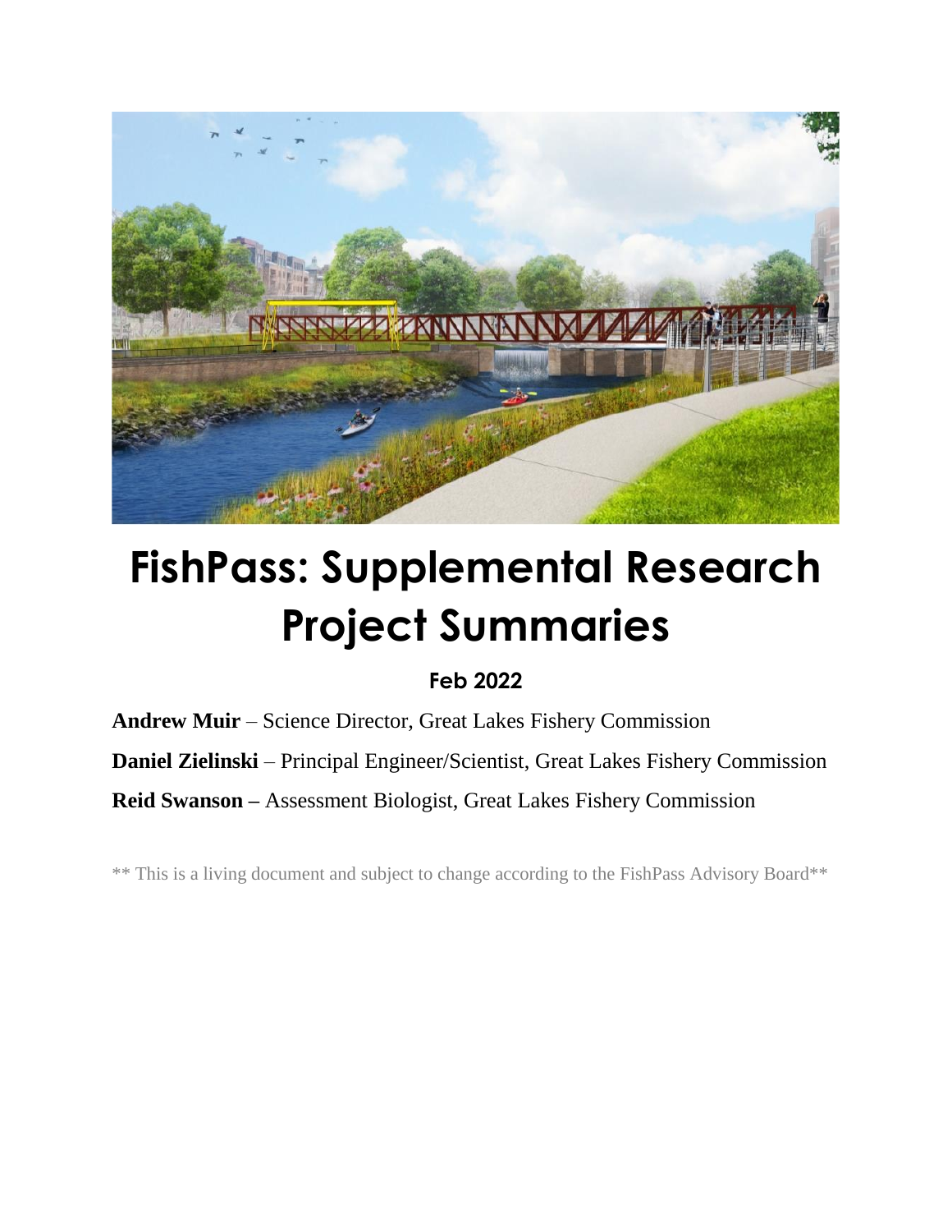# FishPass: Supplemental Research Project Summaries

**Feb 2022**

**Andrew Muir** – Science Director, Great Lakes Fishery Commission

**Daniel Zielinski** – Principal Engineer/Scientist, Great Lakes Fishery Commission

**Reid Swanson –** Assessment Biologist, Great Lakes Fishery Commission

** This is a living document and subject to change according to the FishPass Advisory Board**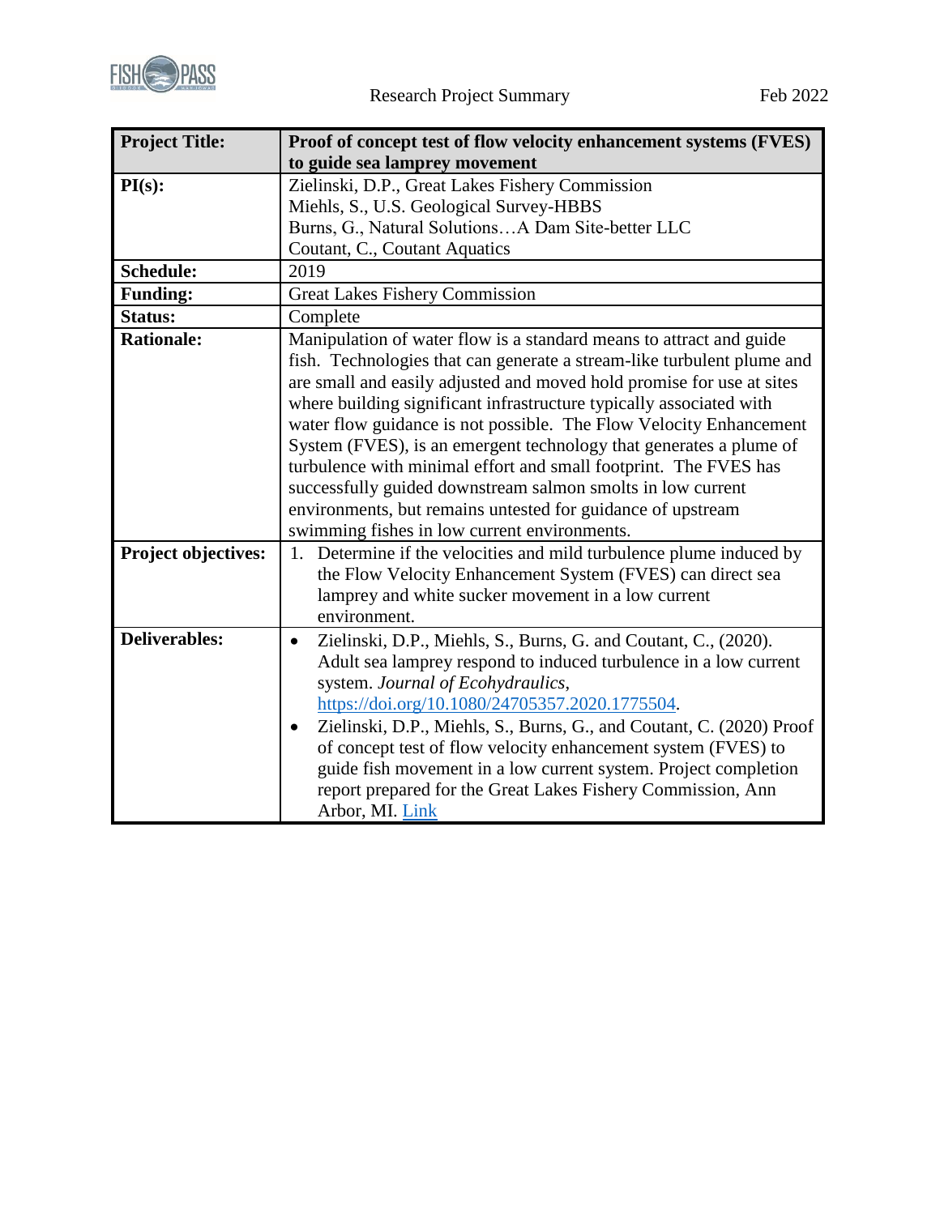Research Project Summary

| Project Title: | Proof of concept test of flow velocity enhancement systems (FVES) to guide sea lamprey movement |
|---|---|
| PI(s): | Zielinski, D.P., Great Lakes Fishery Commission<br>Miehls, S., U.S. Geological Survey-HBBS<br>Burns, G., Natural Solutions…A Dam Site-better LLC<br>Coutant, C., Coutant Aquatics |
| Schedule: | 2019 |
| Funding: | Great Lakes Fishery Commission |
| Status: | Complete |
| Rationale: | Manipulation of water flow is a standard means to attract and guide fish. Technologies that can generate a stream-like turbulent plume and are small and easily adjusted and moved hold promise for use at sites where building significant infrastructure typically associated with water flow guidance is not possible. The Flow Velocity Enhancement System (FVES), is an emergent technology that generates a plume of turbulence with minimal effort and small footprint. The FVES has successfully guided downstream salmon smolts in low current environments, but remains untested for guidance of upstream swimming fishes in low current environments. |
| Project objectives: | 1. Determine if the velocities and mild turbulence plume induced by the Flow Velocity Enhancement System (FVES) can direct sea lamprey and white sucker movement in a low current environment. |
| Deliverables: | • Zielinski, D.P., Miehls, S., Burns, G. and Coutant, C., (2020). Adult sea lamprey respond to induced turbulence in a low current system. *Journal of Ecohydraulics*, https://doi.org/10.1080/24705357.2020.1775504.<br>• Zielinski, D.P., Miehls, S., Burns, G., and Coutant, C. (2020) Proof of concept test of flow velocity enhancement system (FVES) to guide fish movement in a low current system. Project completion report prepared for the Great Lakes Fishery Commission, Ann Arbor, MI. Link |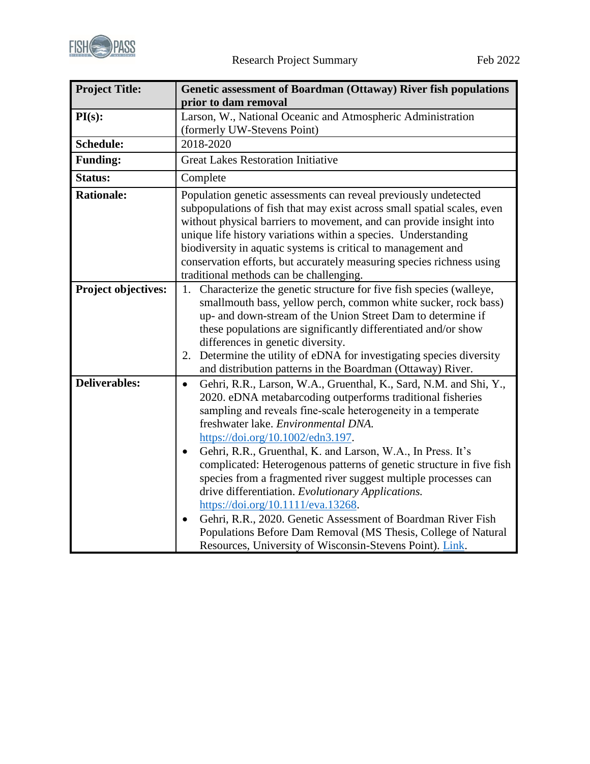| **Project Title:** | **Genetic assessment of Boardman (Ottaway) River fish populations prior to dam removal** |
| --- | --- |
| **PI(s):** | Larson, W., National Oceanic and Atmospheric Administration (formerly UW-Stevens Point) |
| **Schedule:** | 2018-2020 |
| **Funding:** | Great Lakes Restoration Initiative |
| **Status:** | Complete |
| **Rationale:** | Population genetic assessments can reveal previously undetected subpopulations of fish that may exist across small spatial scales, even without physical barriers to movement, and can provide insight into unique life history variations within a species. Understanding biodiversity in aquatic systems is critical to management and conservation efforts, but accurately measuring species richness using traditional methods can be challenging. |
| **Project objectives:** | 1. Characterize the genetic structure for five fish species (walleye, smallmouth bass, yellow perch, common white sucker, rock bass) up- and down-stream of the Union Street Dam to determine if these populations are significantly differentiated and/or show differences in genetic diversity. <br> 2. Determine the utility of eDNA for investigating species diversity and distribution patterns in the Boardman (Ottaway) River. |
| **Deliverables:** | • Gehri, R.R., Larson, W.A., Gruenthal, K., Sard, N.M. and Shi, Y., 2020. eDNA metabarcoding outperforms traditional fisheries sampling and reveals fine-scale heterogeneity in a temperate freshwater lake. *Environmental DNA.* https://doi.org/10.1002/edn3.197. <br> • Gehri, R.R., Gruenthal, K. and Larson, W.A., In Press. It's complicated: Heterogenous patterns of genetic structure in five fish species from a fragmented river suggest multiple processes can drive differentiation. *Evolutionary Applications.* https://doi.org/10.1111/eva.13268. <br> • Gehri, R.R., 2020. Genetic Assessment of Boardman River Fish Populations Before Dam Removal (MS Thesis, College of Natural Resources, University of Wisconsin-Stevens Point). Link. |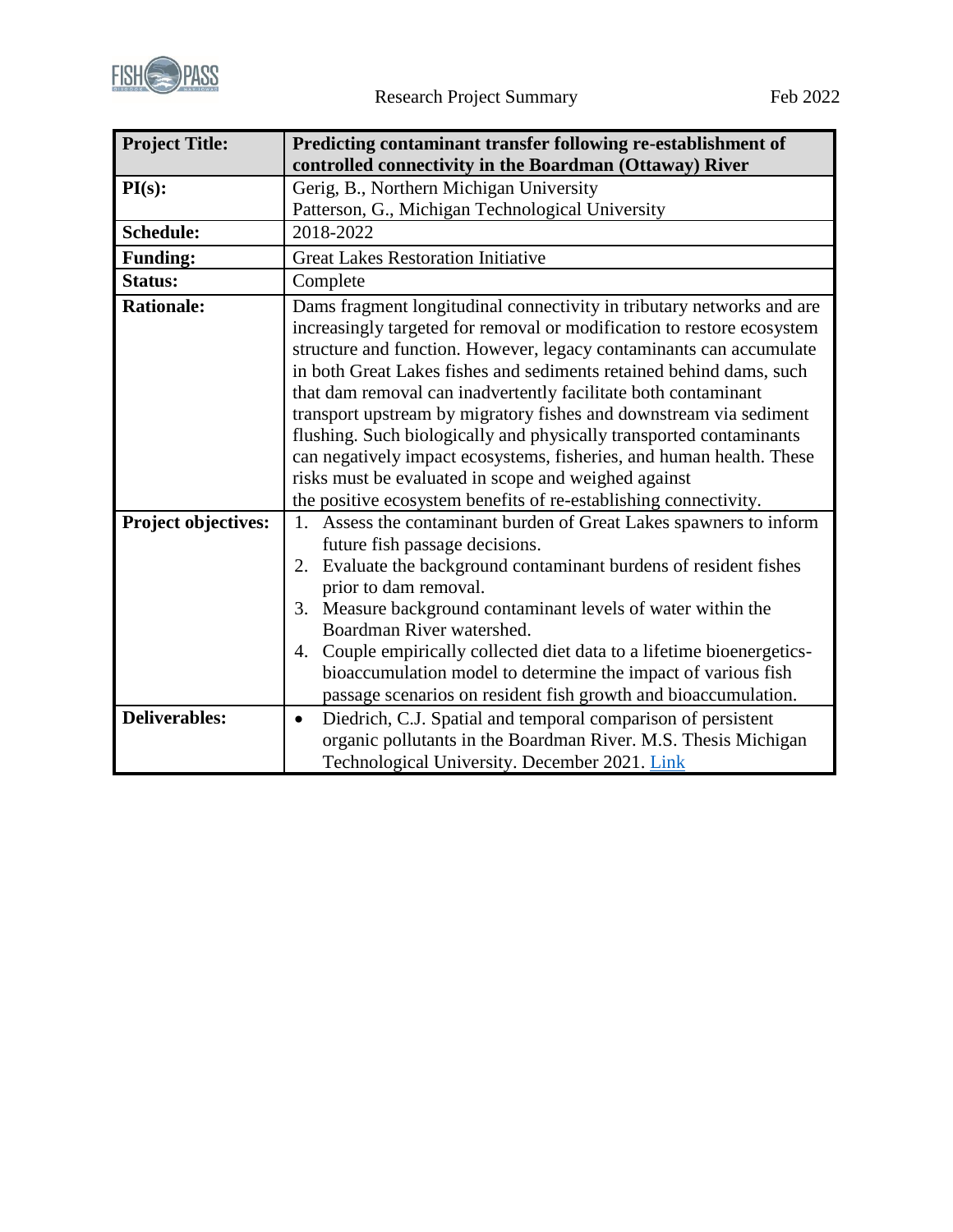Research Project Summary

Feb 2022

| **Project Title:** | **Predicting contaminant transfer following re-establishment of controlled connectivity in the Boardman (Ottaway) River** |
|---|---|
| **PI(s):** | Gerig, B., Northern Michigan University<br>Patterson, G., Michigan Technological University |
| **Schedule:** | 2018-2022 |
| **Funding:** | Great Lakes Restoration Initiative |
| **Status:** | Complete |
| **Rationale:** | Dams fragment longitudinal connectivity in tributary networks and are increasingly targeted for removal or modification to restore ecosystem structure and function. However, legacy contaminants can accumulate in both Great Lakes fishes and sediments retained behind dams, such that dam removal can inadvertently facilitate both contaminant transport upstream by migratory fishes and downstream via sediment flushing. Such biologically and physically transported contaminants can negatively impact ecosystems, fisheries, and human health. These risks must be evaluated in scope and weighed against the positive ecosystem benefits of re-establishing connectivity. |
| **Project objectives:** | 1. Assess the contaminant burden of Great Lakes spawners to inform future fish passage decisions.<br>2. Evaluate the background contaminant burdens of resident fishes prior to dam removal.<br>3. Measure background contaminant levels of water within the Boardman River watershed.<br>4. Couple empirically collected diet data to a lifetime bioenergetics-bioaccumulation model to determine the impact of various fish passage scenarios on resident fish growth and bioaccumulation. |
| **Deliverables:** | • Diedrich, C.J. Spatial and temporal comparison of persistent organic pollutants in the Boardman River. M.S. Thesis Michigan Technological University. December 2021. Link |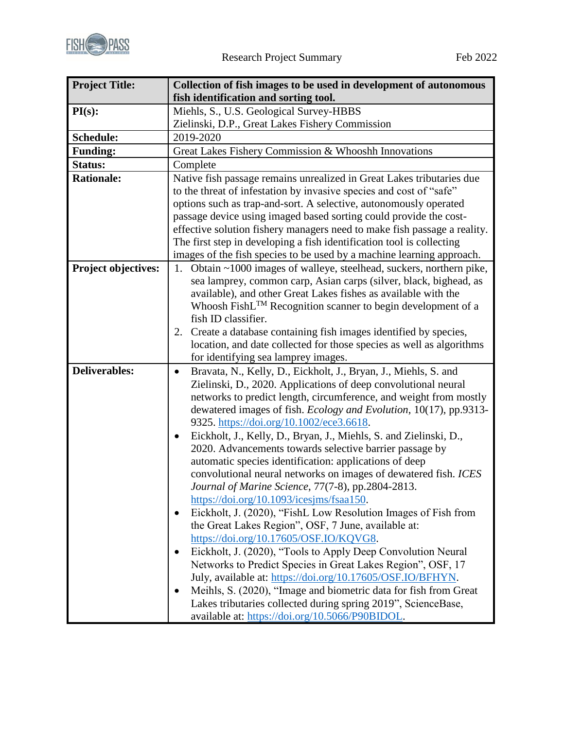Research Project Summary

Feb 2022

| **Project Title:** | **Collection of fish images to be used in development of autonomous fish identification and sorting tool.** |
|---|---|
| **PI(s):** | Miehls, S., U.S. Geological Survey-HBBS<br>Zielinski, D.P., Great Lakes Fishery Commission |
| **Schedule:** | 2019-2020 |
| **Funding:** | Great Lakes Fishery Commission & Whooshh Innovations |
| **Status:** | Complete |
| **Rationale:** | Native fish passage remains unrealized in Great Lakes tributaries due to the threat of infestation by invasive species and cost of "safe" options such as trap-and-sort. A selective, autonomously operated passage device using imaged based sorting could provide the cost-effective solution fishery managers need to make fish passage a reality. The first step in developing a fish identification tool is collecting images of the fish species to be used by a machine learning approach. |
| **Project objectives:** | 1. Obtain ~1000 images of walleye, steelhead, suckers, northern pike, sea lamprey, common carp, Asian carps (silver, black, bighead, as available), and other Great Lakes fishes as available with the Whoosh FishL™ Recognition scanner to begin development of a fish ID classifier.<br>2. Create a database containing fish images identified by species, location, and date collected for those species as well as algorithms for identifying sea lamprey images. |
| **Deliverables:** | • Bravata, N., Kelly, D., Eickholt, J., Bryan, J., Miehls, S. and Zielinski, D., 2020. Applications of deep convolutional neural networks to predict length, circumference, and weight from mostly dewatered images of fish. *Ecology and Evolution*, 10(17), pp.9313-9325. https://doi.org/10.1002/ece3.6618.<br>• Eickholt, J., Kelly, D., Bryan, J., Miehls, S. and Zielinski, D., 2020. Advancements towards selective barrier passage by automatic species identification: applications of deep convolutional neural networks on images of dewatered fish. *ICES Journal of Marine Science*, 77(7-8), pp.2804-2813. https://doi.org/10.1093/icesjms/fsaa150.<br>• Eickholt, J. (2020), "FishL Low Resolution Images of Fish from the Great Lakes Region", OSF, 7 June, available at: https://doi.org/10.17605/OSF.IO/KQVG8.<br>• Eickholt, J. (2020), "Tools to Apply Deep Convolution Neural Networks to Predict Species in Great Lakes Region", OSF, 17 July, available at: https://doi.org/10.17605/OSF.IO/BFHYN.<br>• Meihls, S. (2020), "Image and biometric data for fish from Great Lakes tributaries collected during spring 2019", ScienceBase, available at: https://doi.org/10.5066/P90BIDOL. |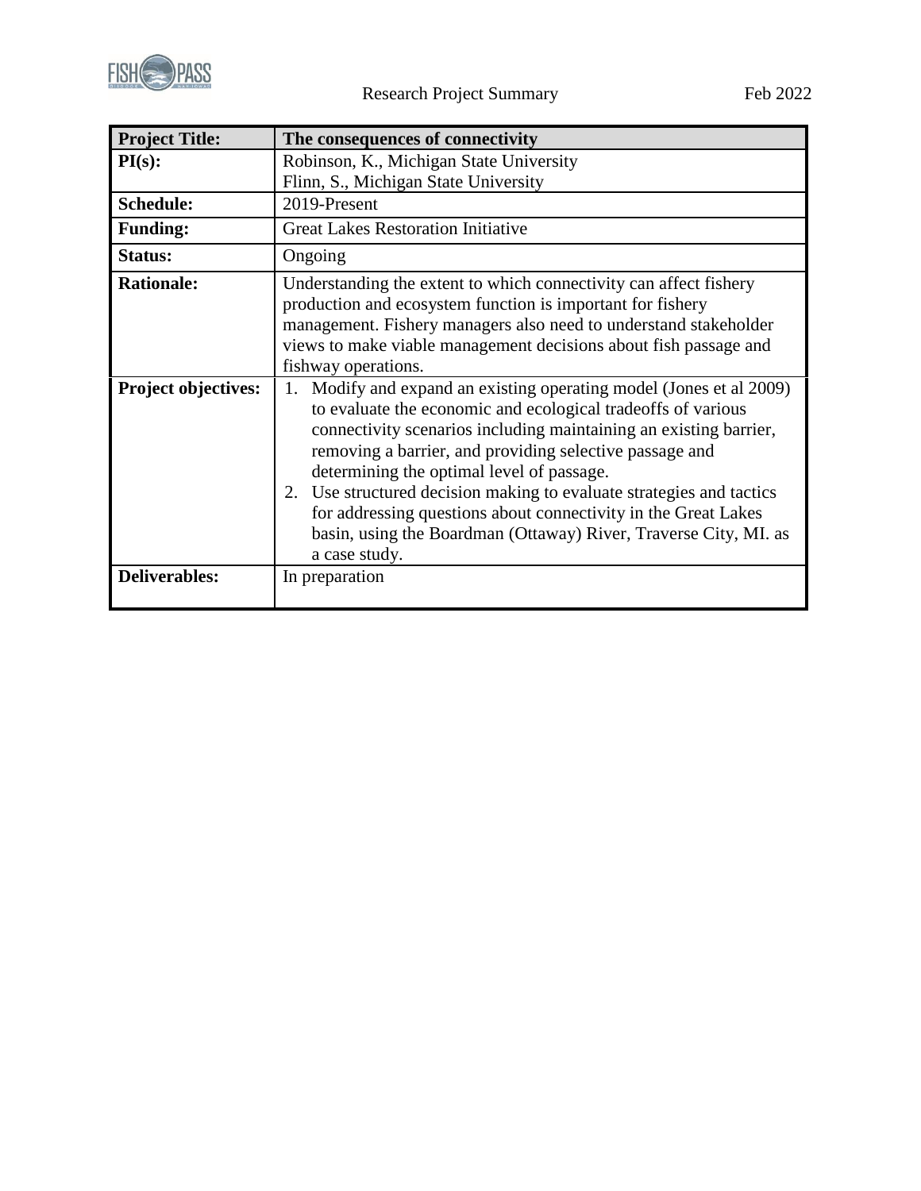Research Project Summary Feb 2022

| **Project Title:** | **The consequences of connectivity** |
|---|---|
| **PI(s):** | Robinson, K., Michigan State University<br>Flinn, S., Michigan State University |
| **Schedule:** | 2019-Present |
| **Funding:** | Great Lakes Restoration Initiative |
| **Status:** | Ongoing |
| **Rationale:** | Understanding the extent to which connectivity can affect fishery production and ecosystem function is important for fishery management. Fishery managers also need to understand stakeholder views to make viable management decisions about fish passage and fishway operations. |
| **Project objectives:** | 1. Modify and expand an existing operating model (Jones et al 2009) to evaluate the economic and ecological tradeoffs of various connectivity scenarios including maintaining an existing barrier, removing a barrier, and providing selective passage and determining the optimal level of passage.<br>2. Use structured decision making to evaluate strategies and tactics for addressing questions about connectivity in the Great Lakes basin, using the Boardman (Ottaway) River, Traverse City, MI. as a case study. |
| **Deliverables:** | In preparation |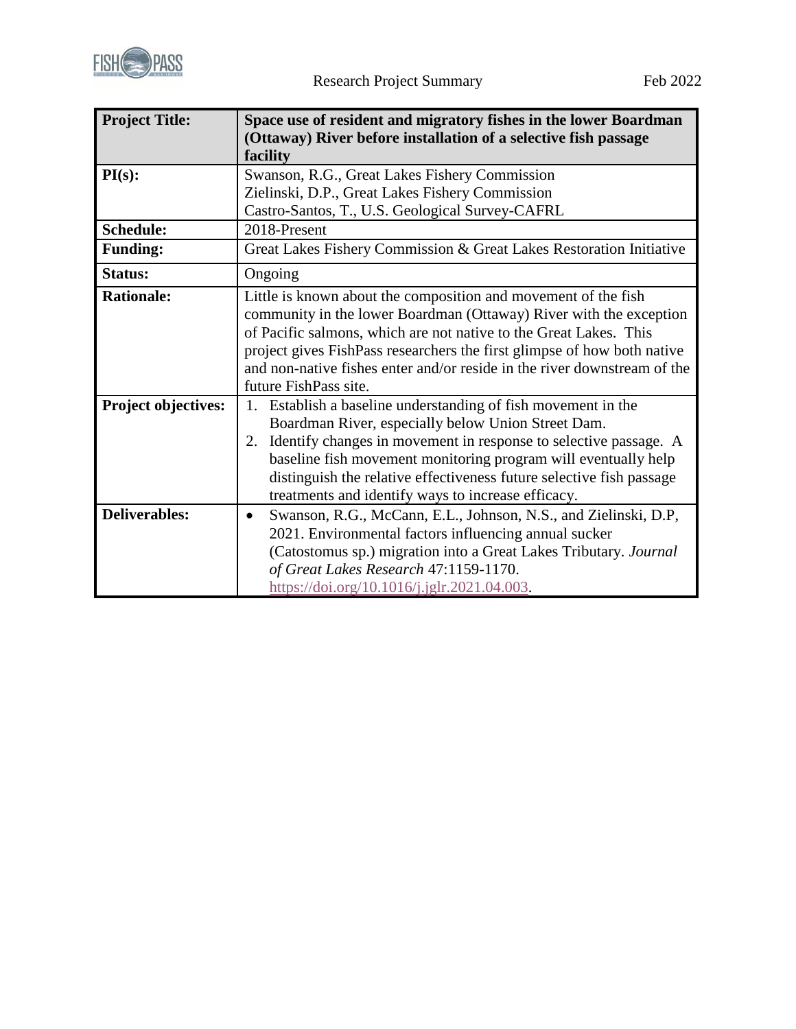| **Project Title:** | **Space use of resident and migratory fishes in the lower Boardman (Ottaway) River before installation of a selective fish passage facility** |
|---|---|
| **PI(s):** | Swanson, R.G., Great Lakes Fishery Commission<br>Zielinski, D.P., Great Lakes Fishery Commission<br>Castro-Santos, T., U.S. Geological Survey-CAFRL |
| **Schedule:** | 2018-Present |
| **Funding:** | Great Lakes Fishery Commission & Great Lakes Restoration Initiative |
| **Status:** | Ongoing |
| **Rationale:** | Little is known about the composition and movement of the fish community in the lower Boardman (Ottaway) River with the exception of Pacific salmons, which are not native to the Great Lakes. This project gives FishPass researchers the first glimpse of how both native and non-native fishes enter and/or reside in the river downstream of the future FishPass site. |
| **Project objectives:** | 1. Establish a baseline understanding of fish movement in the Boardman River, especially below Union Street Dam.<br>2. Identify changes in movement in response to selective passage. A baseline fish movement monitoring program will eventually help distinguish the relative effectiveness future selective fish passage treatments and identify ways to increase efficacy. |
| **Deliverables:** | • Swanson, R.G., McCann, E.L., Johnson, N.S., and Zielinski, D.P, 2021. Environmental factors influencing annual sucker (Catostomus sp.) migration into a Great Lakes Tributary. *Journal of Great Lakes Research* 47:1159-1170. https://doi.org/10.1016/j.jglr.2021.04.003. |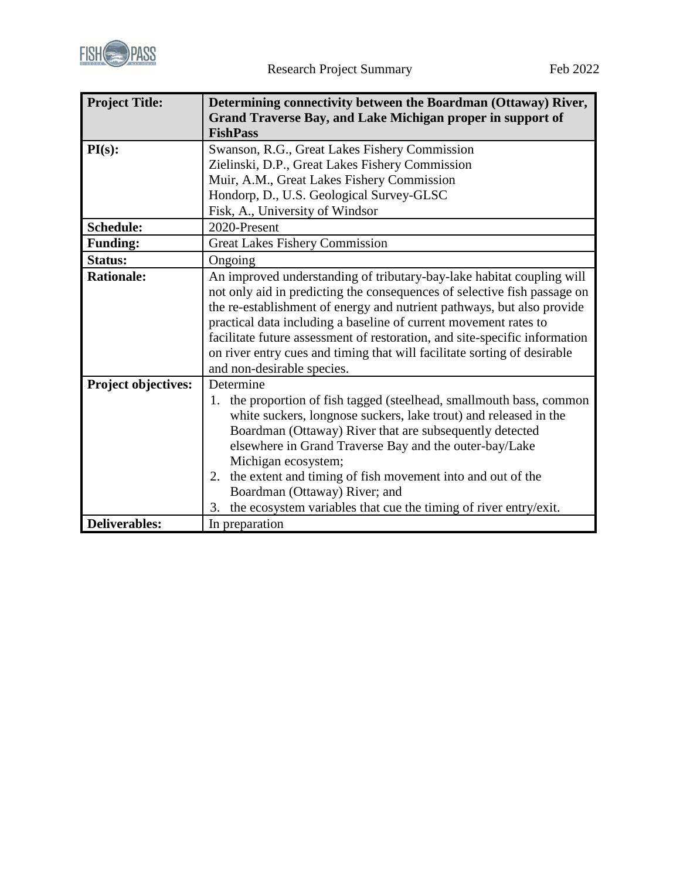| Project Title: | Determining connectivity between the Boardman (Ottaway) River, Grand Traverse Bay, and Lake Michigan proper in support of FishPass |
|---|---|
| PI(s): | Swanson, R.G., Great Lakes Fishery Commission<br>Zielinski, D.P., Great Lakes Fishery Commission<br>Muir, A.M., Great Lakes Fishery Commission<br>Hondorp, D., U.S. Geological Survey-GLSC<br>Fisk, A., University of Windsor |
| Schedule: | 2020-Present |
| Funding: | Great Lakes Fishery Commission |
| Status: | Ongoing |
| Rationale: | An improved understanding of tributary-bay-lake habitat coupling will not only aid in predicting the consequences of selective fish passage on the re-establishment of energy and nutrient pathways, but also provide practical data including a baseline of current movement rates to facilitate future assessment of restoration, and site-specific information on river entry cues and timing that will facilitate sorting of desirable and non-desirable species. |
| Project objectives: | Determine<br>1. the proportion of fish tagged (steelhead, smallmouth bass, common white suckers, longnose suckers, lake trout) and released in the Boardman (Ottaway) River that are subsequently detected elsewhere in Grand Traverse Bay and the outer-bay/Lake Michigan ecosystem;<br>2. the extent and timing of fish movement into and out of the Boardman (Ottaway) River; and<br>3. the ecosystem variables that cue the timing of river entry/exit. |
| Deliverables: | In preparation |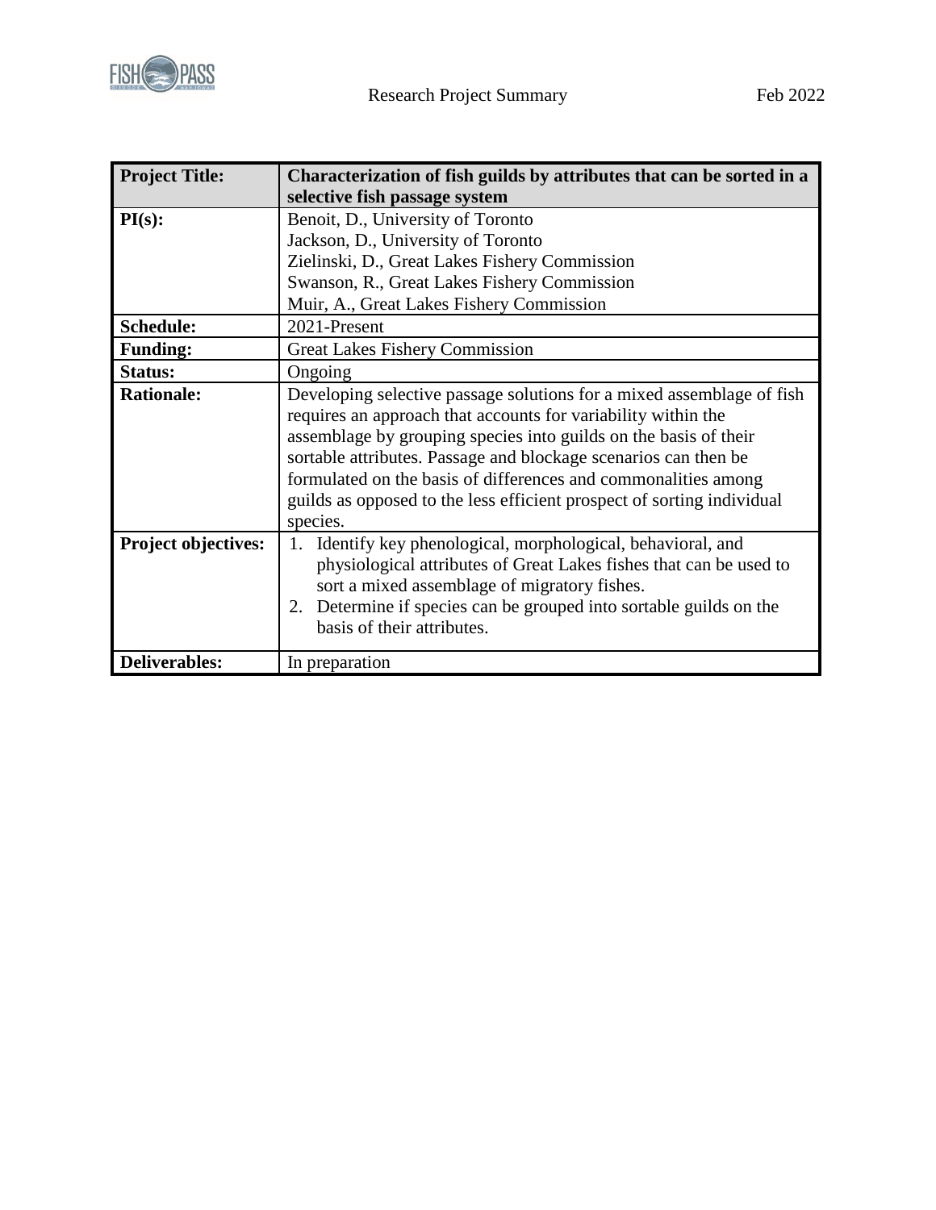| **Project Title:** | **Characterization of fish guilds by attributes that can be sorted in a selective fish passage system** |
|---|---|
| **PI(s):** | Benoit, D., University of Toronto<br>Jackson, D., University of Toronto<br>Zielinski, D., Great Lakes Fishery Commission<br>Swanson, R., Great Lakes Fishery Commission<br>Muir, A., Great Lakes Fishery Commission |
| **Schedule:** | 2021-Present |
| **Funding:** | Great Lakes Fishery Commission |
| **Status:** | Ongoing |
| **Rationale:** | Developing selective passage solutions for a mixed assemblage of fish requires an approach that accounts for variability within the assemblage by grouping species into guilds on the basis of their sortable attributes. Passage and blockage scenarios can then be formulated on the basis of differences and commonalities among guilds as opposed to the less efficient prospect of sorting individual species. |
| **Project objectives:** | 1. Identify key phenological, morphological, behavioral, and physiological attributes of Great Lakes fishes that can be used to sort a mixed assemblage of migratory fishes.<br>2. Determine if species can be grouped into sortable guilds on the basis of their attributes. |
| **Deliverables:** | In preparation |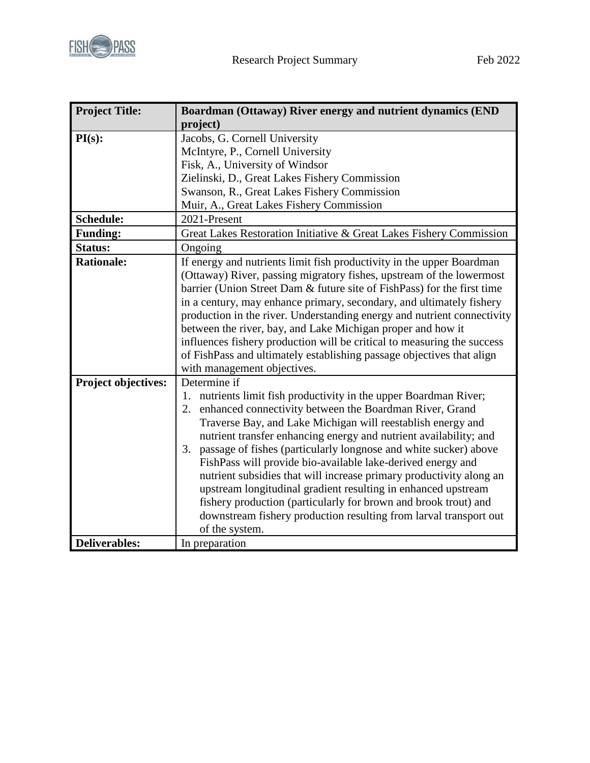| **Project Title:** | **Boardman (Ottaway) River energy and nutrient dynamics (END project)** |
|---|---|
| **PI(s):** | Jacobs, G. Cornell University<br>McIntyre, P., Cornell University<br>Fisk, A., University of Windsor<br>Zielinski, D., Great Lakes Fishery Commission<br>Swanson, R., Great Lakes Fishery Commission<br>Muir, A., Great Lakes Fishery Commission |
| **Schedule:** | 2021-Present |
| **Funding:** | Great Lakes Restoration Initiative & Great Lakes Fishery Commission |
| **Status:** | Ongoing |
| **Rationale:** | If energy and nutrients limit fish productivity in the upper Boardman (Ottaway) River, passing migratory fishes, upstream of the lowermost barrier (Union Street Dam & future site of FishPass) for the first time in a century, may enhance primary, secondary, and ultimately fishery production in the river. Understanding energy and nutrient connectivity between the river, bay, and Lake Michigan proper and how it influences fishery production will be critical to measuring the success of FishPass and ultimately establishing passage objectives that align with management objectives. |
| **Project objectives:** | Determine if<br>1. nutrients limit fish productivity in the upper Boardman River;<br>2. enhanced connectivity between the Boardman River, Grand Traverse Bay, and Lake Michigan will reestablish energy and nutrient transfer enhancing energy and nutrient availability; and<br>3. passage of fishes (particularly longnose and white sucker) above FishPass will provide bio-available lake-derived energy and nutrient subsidies that will increase primary productivity along an upstream longitudinal gradient resulting in enhanced upstream fishery production (particularly for brown and brook trout) and downstream fishery production resulting from larval transport out of the system. |
| **Deliverables:** | In preparation |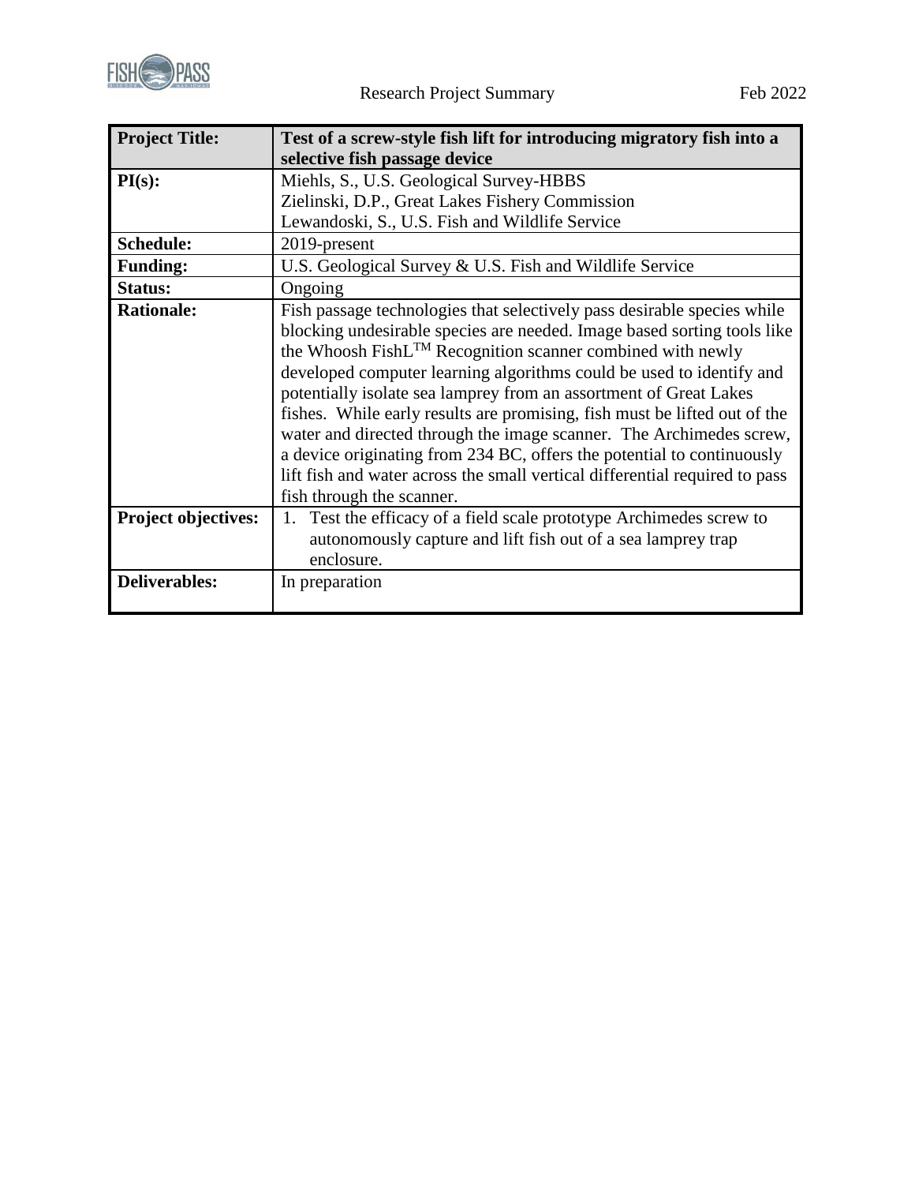Research Project Summary Feb 2022

| **Project Title:** | **Test of a screw-style fish lift for introducing migratory fish into a selective fish passage device** |
|---|---|
| **PI(s):** | Miehls, S., U.S. Geological Survey-HBBS<br>Zielinski, D.P., Great Lakes Fishery Commission<br>Lewandoski, S., U.S. Fish and Wildlife Service |
| **Schedule:** | 2019-present |
| **Funding:** | U.S. Geological Survey & U.S. Fish and Wildlife Service |
| **Status:** | Ongoing |
| **Rationale:** | Fish passage technologies that selectively pass desirable species while blocking undesirable species are needed. Image based sorting tools like the Whoosh FishL™ Recognition scanner combined with newly developed computer learning algorithms could be used to identify and potentially isolate sea lamprey from an assortment of Great Lakes fishes. While early results are promising, fish must be lifted out of the water and directed through the image scanner. The Archimedes screw, a device originating from 234 BC, offers the potential to continuously lift fish and water across the small vertical differential required to pass fish through the scanner. |
| **Project objectives:** | 1. Test the efficacy of a field scale prototype Archimedes screw to autonomously capture and lift fish out of a sea lamprey trap enclosure. |
| **Deliverables:** | In preparation |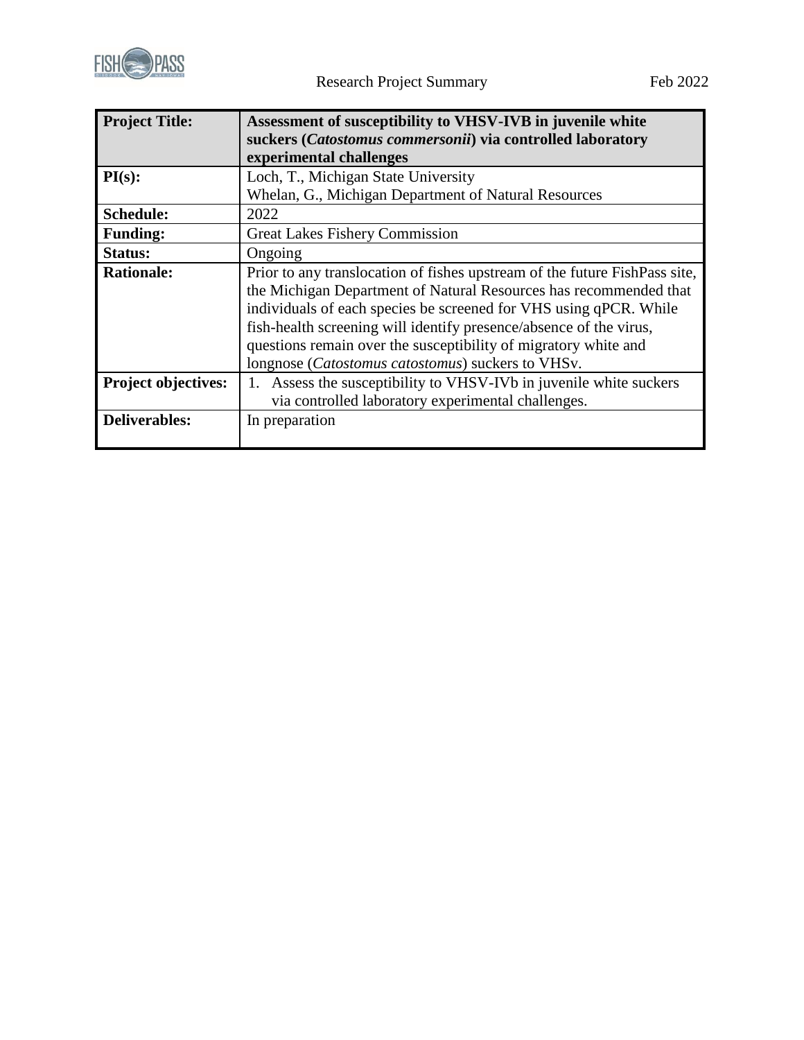| | |
|---|---|
| **Project Title:** | **Assessment of susceptibility to VHSV-IVB in juvenile white suckers (*Catostomus commersonii*) via controlled laboratory experimental challenges** |
| **PI(s):** | Loch, T., Michigan State University<br>Whelan, G., Michigan Department of Natural Resources |
| **Schedule:** | 2022 |
| **Funding:** | Great Lakes Fishery Commission |
| **Status:** | Ongoing |
| **Rationale:** | Prior to any translocation of fishes upstream of the future FishPass site, the Michigan Department of Natural Resources has recommended that individuals of each species be screened for VHS using qPCR. While fish-health screening will identify presence/absence of the virus, questions remain over the susceptibility of migratory white and longnose (*Catostomus catostomus*) suckers to VHSv. |
| **Project objectives:** | 1. Assess the susceptibility to VHSV-IVb in juvenile white suckers via controlled laboratory experimental challenges. |
| **Deliverables:** | In preparation |